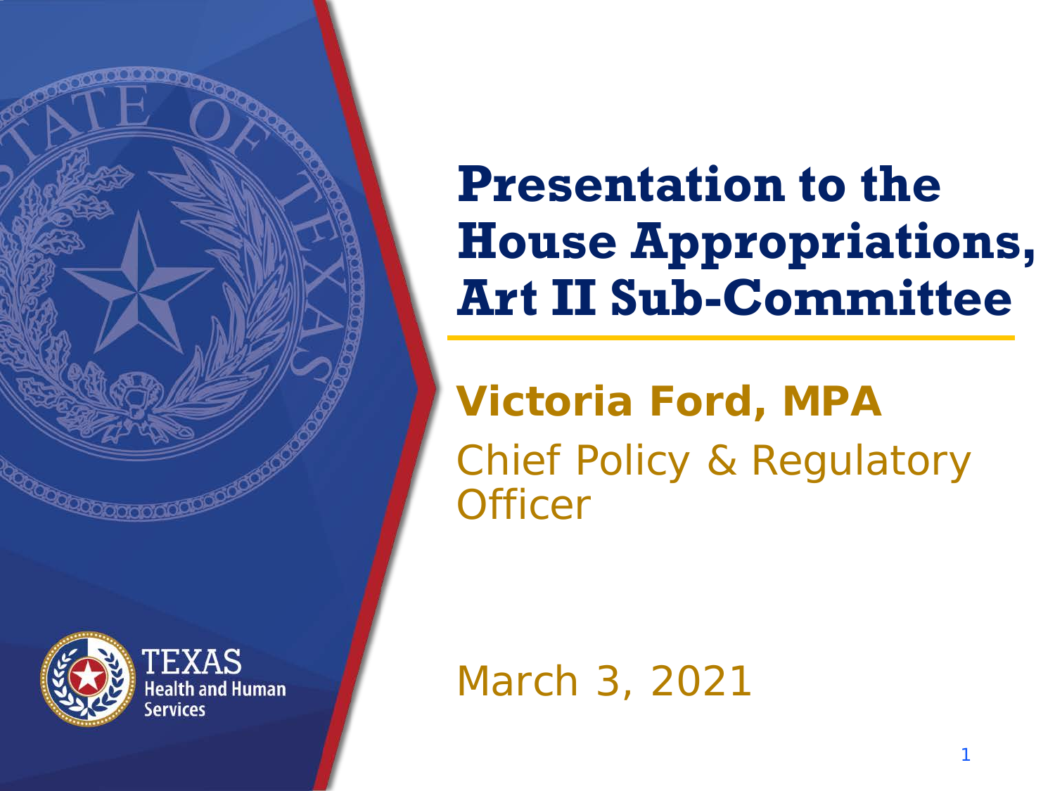# Presentation to the House Appropriations, Art II Sub-Committee

**Victoria Ford, MPA**

Chief Policy & Regulatory Officer

March 3, 2021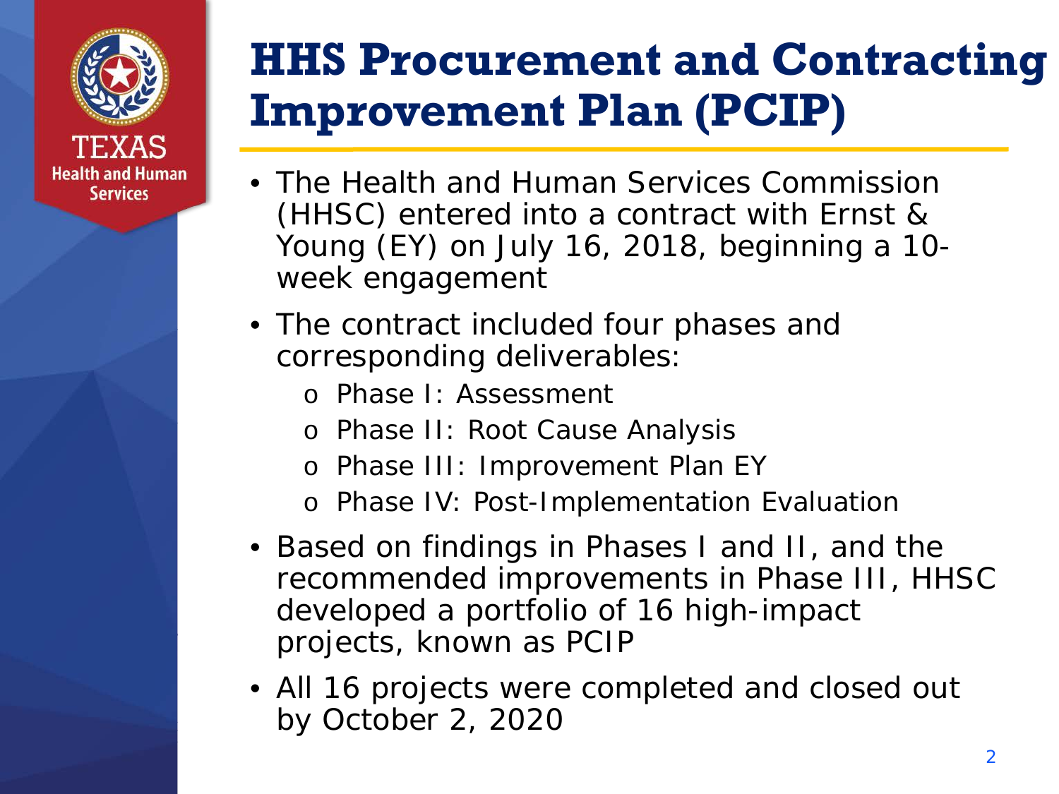# HHS Procurement and Contracting Improvement Plan (PCIP)

- The Health and Human Services Commission (HHSC) entered into a contract with Ernst & Young (EY) on July 16, 2018, beginning a 10-week engagement
- The contract included four phases and corresponding deliverables:
  - Phase I: Assessment
  - Phase II: Root Cause Analysis
  - Phase III: Improvement Plan EY
  - Phase IV: Post-Implementation Evaluation
- Based on findings in Phases I and II, and the recommended improvements in Phase III, HHSC developed a portfolio of 16 high-impact projects, known as PCIP
- All 16 projects were completed and closed out by October 2, 2020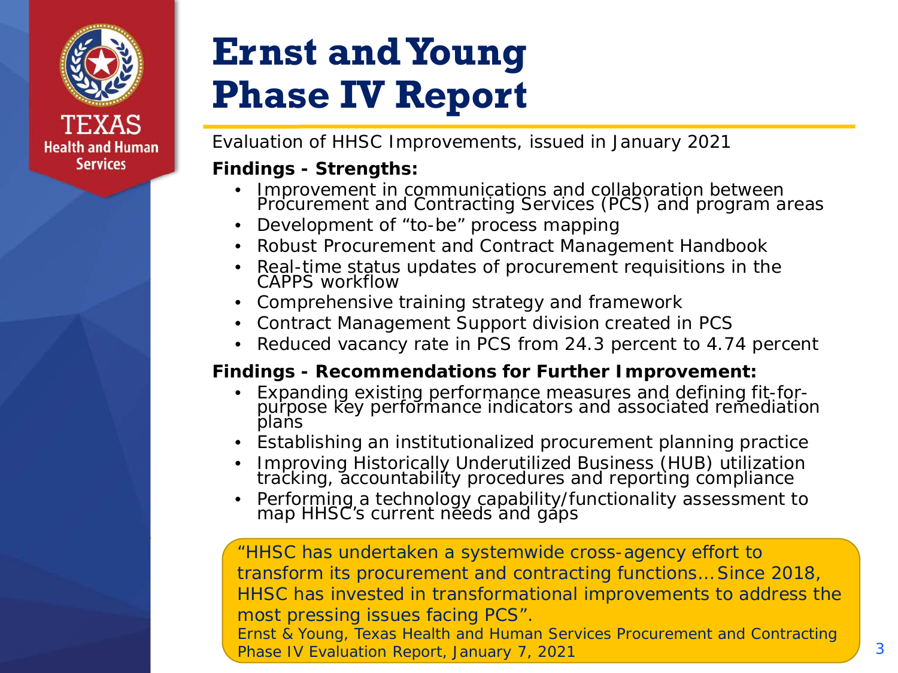# Ernst and Young Phase IV Report

Evaluation of HHSC Improvements, issued in January 2021

**Findings - Strengths:**

- Improvement in communications and collaboration between Procurement and Contracting Services (PCS) and program areas
- Development of "to-be" process mapping
- Robust Procurement and Contract Management Handbook
- Real-time status updates of procurement requisitions in the CAPPS workflow
- Comprehensive training strategy and framework
- Contract Management Support division created in PCS
- Reduced vacancy rate in PCS from 24.3 percent to 4.74 percent

**Findings - Recommendations for Further Improvement:**

- Expanding existing performance measures and defining fit-for-purpose key performance indicators and associated remediation plans
- Establishing an institutionalized procurement planning practice
- Improving Historically Underutilized Business (HUB) utilization tracking, accountability procedures and reporting compliance
- Performing a technology capability/functionality assessment to map HHSC's current needs and gaps

> "HHSC has undertaken a systemwide cross-agency effort to transform its procurement and contracting functions… Since 2018, HHSC has invested in transformational improvements to address the most pressing issues facing PCS".
>
> Ernst & Young, Texas Health and Human Services Procurement and Contracting Phase IV Evaluation Report, January 7, 2021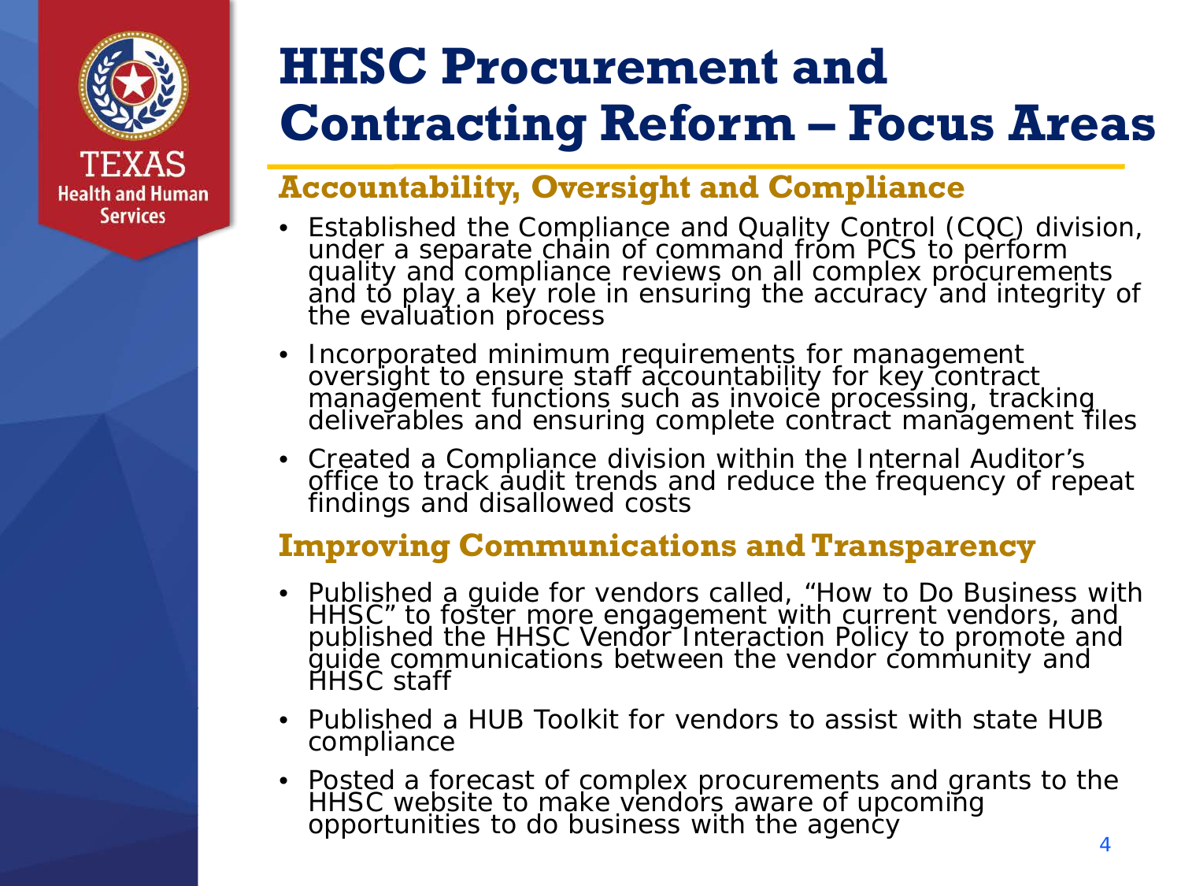# HHSC Procurement and Contracting Reform – Focus Areas

## Accountability, Oversight and Compliance

- Established the Compliance and Quality Control (CQC) division, under a separate chain of command from PCS to perform quality and compliance reviews on all complex procurements and to play a key role in ensuring the accuracy and integrity of the evaluation process
- Incorporated minimum requirements for management oversight to ensure staff accountability for key contract management functions such as invoice processing, tracking deliverables and ensuring complete contract management files
- Created a Compliance division within the Internal Auditor's office to track audit trends and reduce the frequency of repeat findings and disallowed costs

## Improving Communications and Transparency

- Published a guide for vendors called, "How to Do Business with HHSC" to foster more engagement with current vendors, and published the HHSC Vendor Interaction Policy to promote and guide communications between the vendor community and HHSC staff
- Published a HUB Toolkit for vendors to assist with state HUB compliance
- Posted a forecast of complex procurements and grants to the HHSC website to make vendors aware of upcoming opportunities to do business with the agency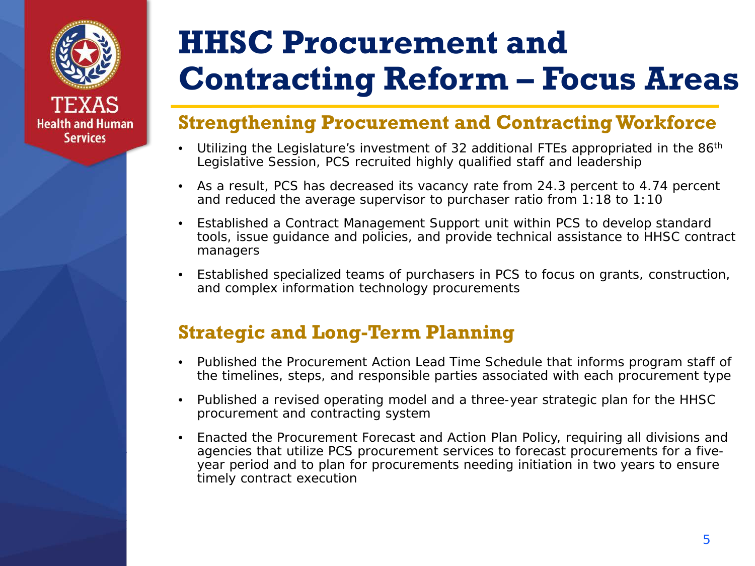# HHSC Procurement and Contracting Reform – Focus Areas

## Strengthening Procurement and Contracting Workforce

- Utilizing the Legislature's investment of 32 additional FTEs appropriated in the 86th Legislative Session, PCS recruited highly qualified staff and leadership
- As a result, PCS has decreased its vacancy rate from 24.3 percent to 4.74 percent and reduced the average supervisor to purchaser ratio from 1:18 to 1:10
- Established a Contract Management Support unit within PCS to develop standard tools, issue guidance and policies, and provide technical assistance to HHSC contract managers
- Established specialized teams of purchasers in PCS to focus on grants, construction, and complex information technology procurements

## Strategic and Long-Term Planning

- Published the Procurement Action Lead Time Schedule that informs program staff of the timelines, steps, and responsible parties associated with each procurement type
- Published a revised operating model and a three-year strategic plan for the HHSC procurement and contracting system
- Enacted the Procurement Forecast and Action Plan Policy, requiring all divisions and agencies that utilize PCS procurement services to forecast procurements for a five-year period and to plan for procurements needing initiation in two years to ensure timely contract execution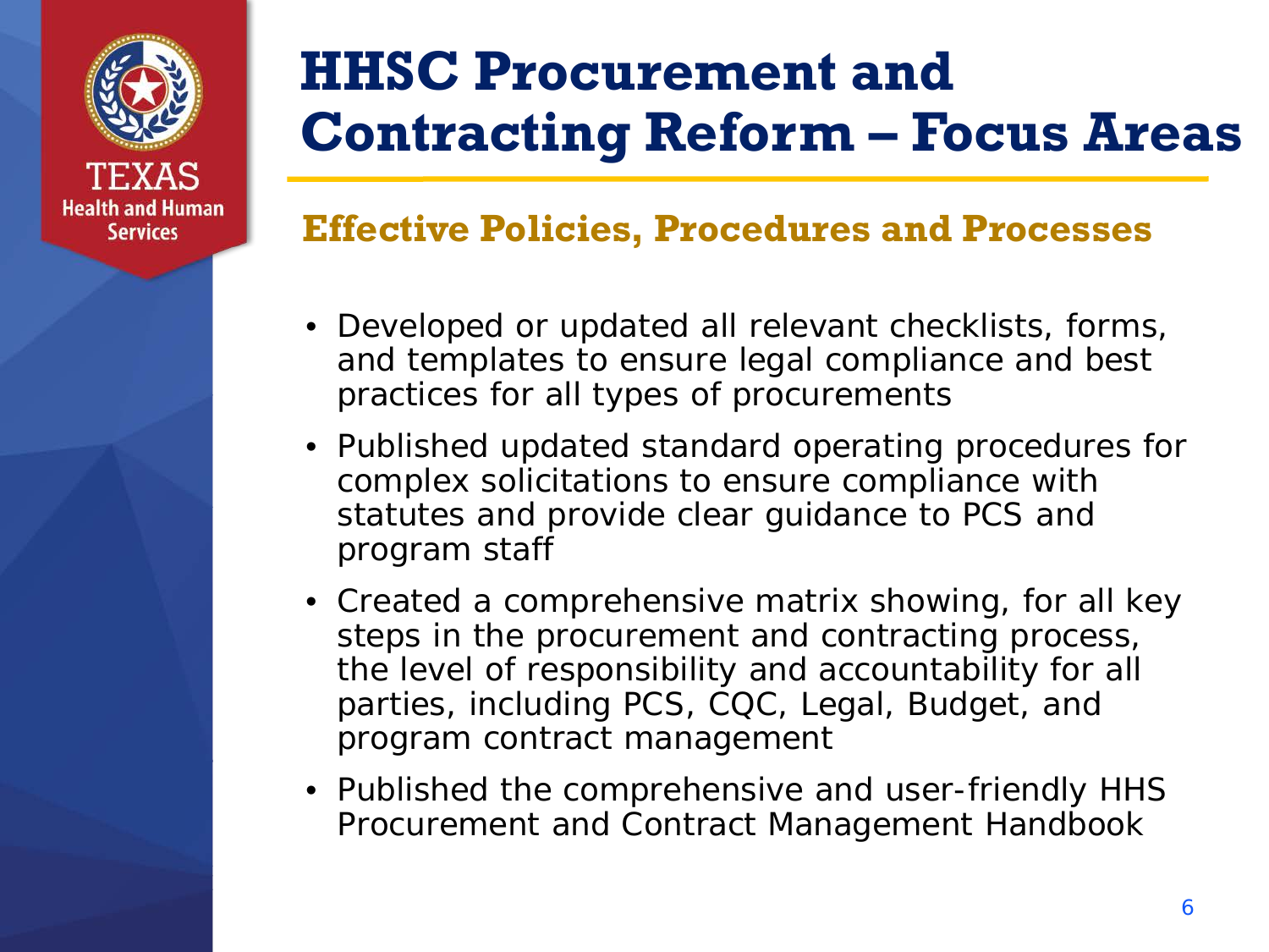# HHSC Procurement and Contracting Reform – Focus Areas

## Effective Policies, Procedures and Processes

- Developed or updated all relevant checklists, forms, and templates to ensure legal compliance and best practices for all types of procurements
- Published updated standard operating procedures for complex solicitations to ensure compliance with statutes and provide clear guidance to PCS and program staff
- Created a comprehensive matrix showing, for all key steps in the procurement and contracting process, the level of responsibility and accountability for all parties, including PCS, CQC, Legal, Budget, and program contract management
- Published the comprehensive and user-friendly HHS Procurement and Contract Management Handbook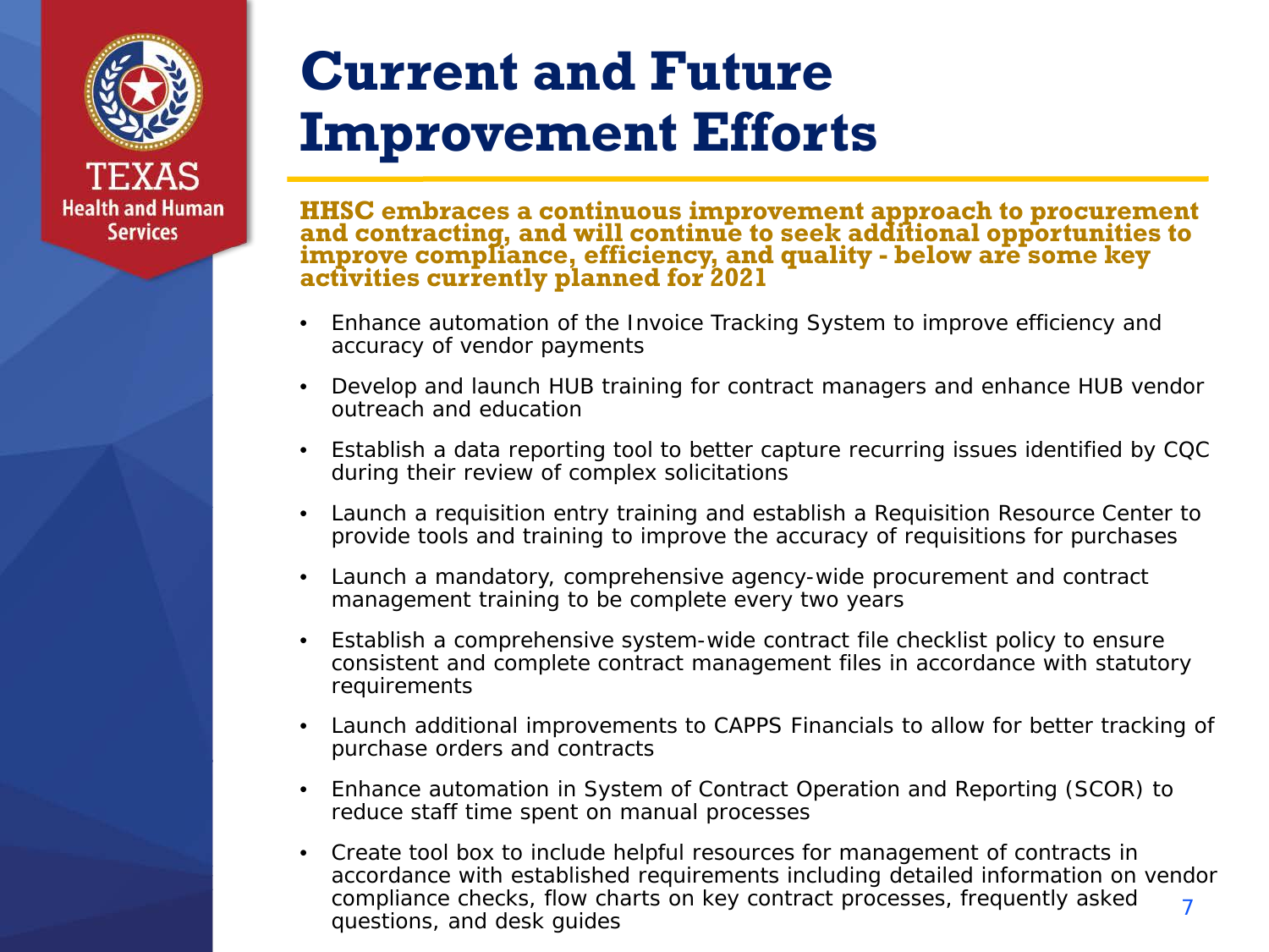# Current and Future Improvement Efforts

**HHSC embraces a continuous improvement approach to procurement and contracting, and will continue to seek additional opportunities to improve compliance, efficiency, and quality - below are some key activities currently planned for 2021**

- Enhance automation of the Invoice Tracking System to improve efficiency and accuracy of vendor payments
- Develop and launch HUB training for contract managers and enhance HUB vendor outreach and education
- Establish a data reporting tool to better capture recurring issues identified by CQC during their review of complex solicitations
- Launch a requisition entry training and establish a Requisition Resource Center to provide tools and training to improve the accuracy of requisitions for purchases
- Launch a mandatory, comprehensive agency-wide procurement and contract management training to be complete every two years
- Establish a comprehensive system-wide contract file checklist policy to ensure consistent and complete contract management files in accordance with statutory requirements
- Launch additional improvements to CAPPS Financials to allow for better tracking of purchase orders and contracts
- Enhance automation in System of Contract Operation and Reporting (SCOR) to reduce staff time spent on manual processes
- Create tool box to include helpful resources for management of contracts in accordance with established requirements including detailed information on vendor compliance checks, flow charts on key contract processes, frequently asked questions, and desk guides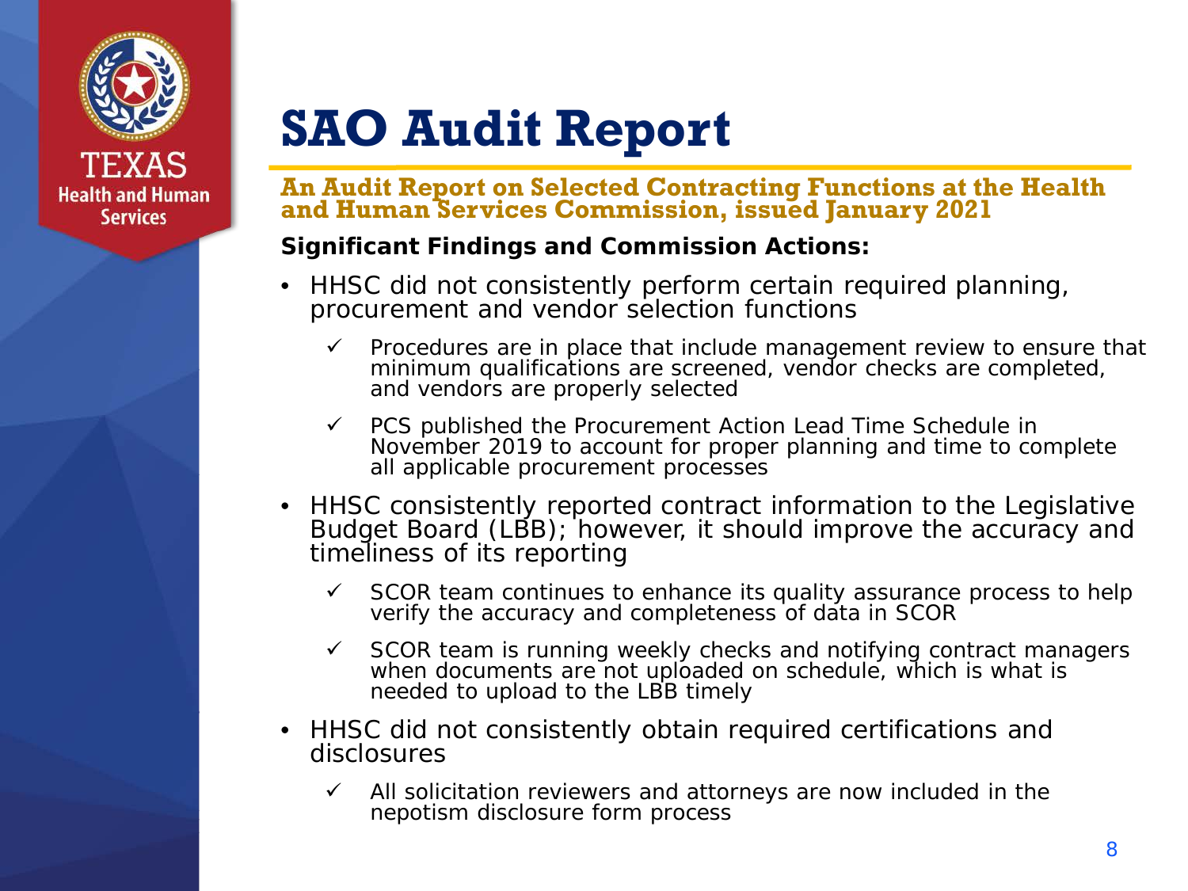# SAO Audit Report

## An Audit Report on Selected Contracting Functions at the Health and Human Services Commission, issued January 2021

**Significant Findings and Commission Actions:**

- HHSC did not consistently perform certain required planning, procurement and vendor selection functions
  - ✓ Procedures are in place that include management review to ensure that minimum qualifications are screened, vendor checks are completed, and vendors are properly selected
  - ✓ PCS published the Procurement Action Lead Time Schedule in November 2019 to account for proper planning and time to complete all applicable procurement processes
- HHSC consistently reported contract information to the Legislative Budget Board (LBB); however, it should improve the accuracy and timeliness of its reporting
  - ✓ SCOR team continues to enhance its quality assurance process to help verify the accuracy and completeness of data in SCOR
  - ✓ SCOR team is running weekly checks and notifying contract managers when documents are not uploaded on schedule, which is what is needed to upload to the LBB timely
- HHSC did not consistently obtain required certifications and disclosures
  - ✓ All solicitation reviewers and attorneys are now included in the nepotism disclosure form process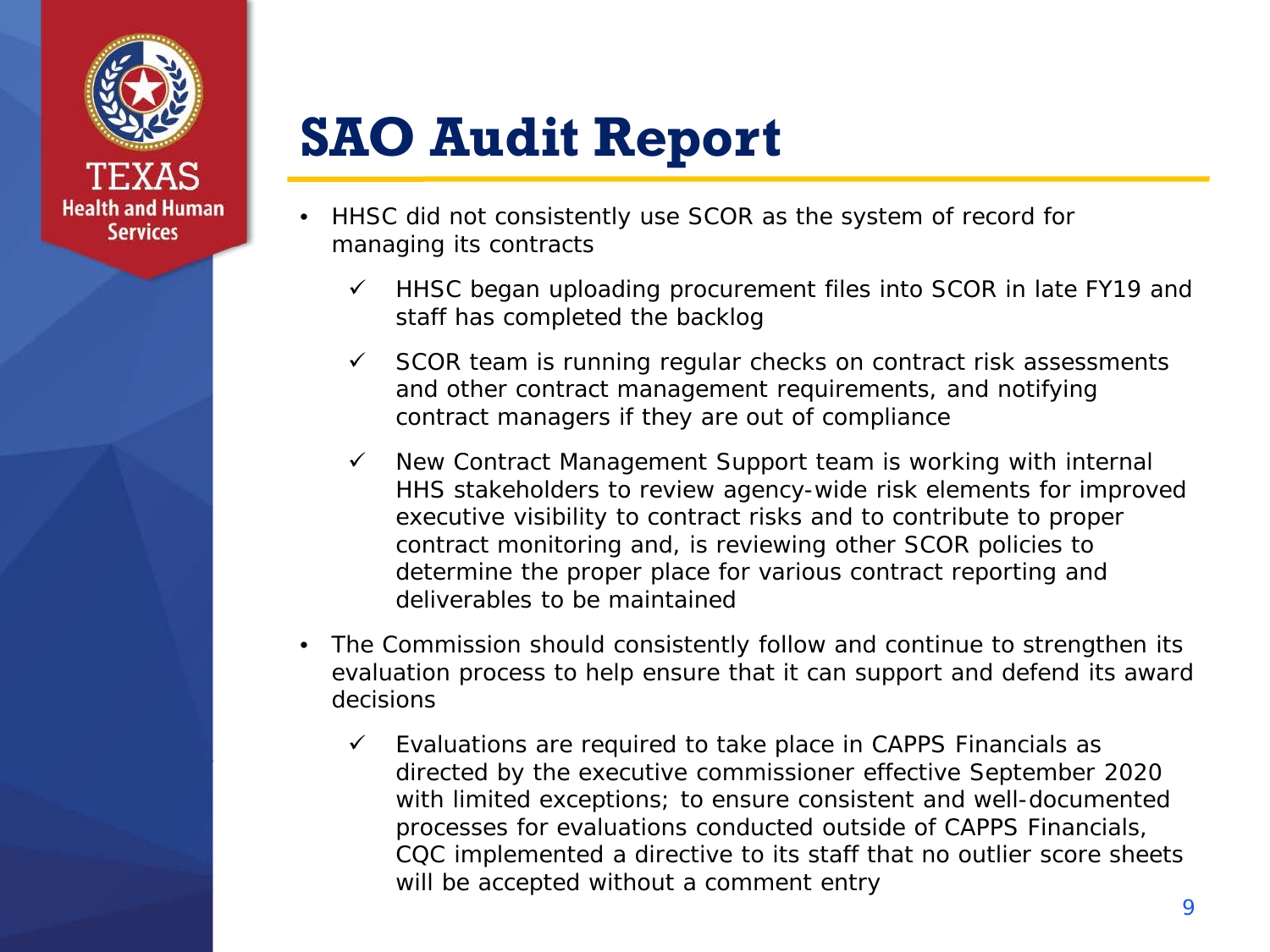# SAO Audit Report

- HHSC did not consistently use SCOR as the system of record for managing its contracts
  - ✓ HHSC began uploading procurement files into SCOR in late FY19 and staff has completed the backlog
  - ✓ SCOR team is running regular checks on contract risk assessments and other contract management requirements, and notifying contract managers if they are out of compliance
  - ✓ New Contract Management Support team is working with internal HHS stakeholders to review agency-wide risk elements for improved executive visibility to contract risks and to contribute to proper contract monitoring and, is reviewing other SCOR policies to determine the proper place for various contract reporting and deliverables to be maintained
- The Commission should consistently follow and continue to strengthen its evaluation process to help ensure that it can support and defend its award decisions
  - ✓ Evaluations are required to take place in CAPPS Financials as directed by the executive commissioner effective September 2020 with limited exceptions; to ensure consistent and well-documented processes for evaluations conducted outside of CAPPS Financials, CQC implemented a directive to its staff that no outlier score sheets will be accepted without a comment entry